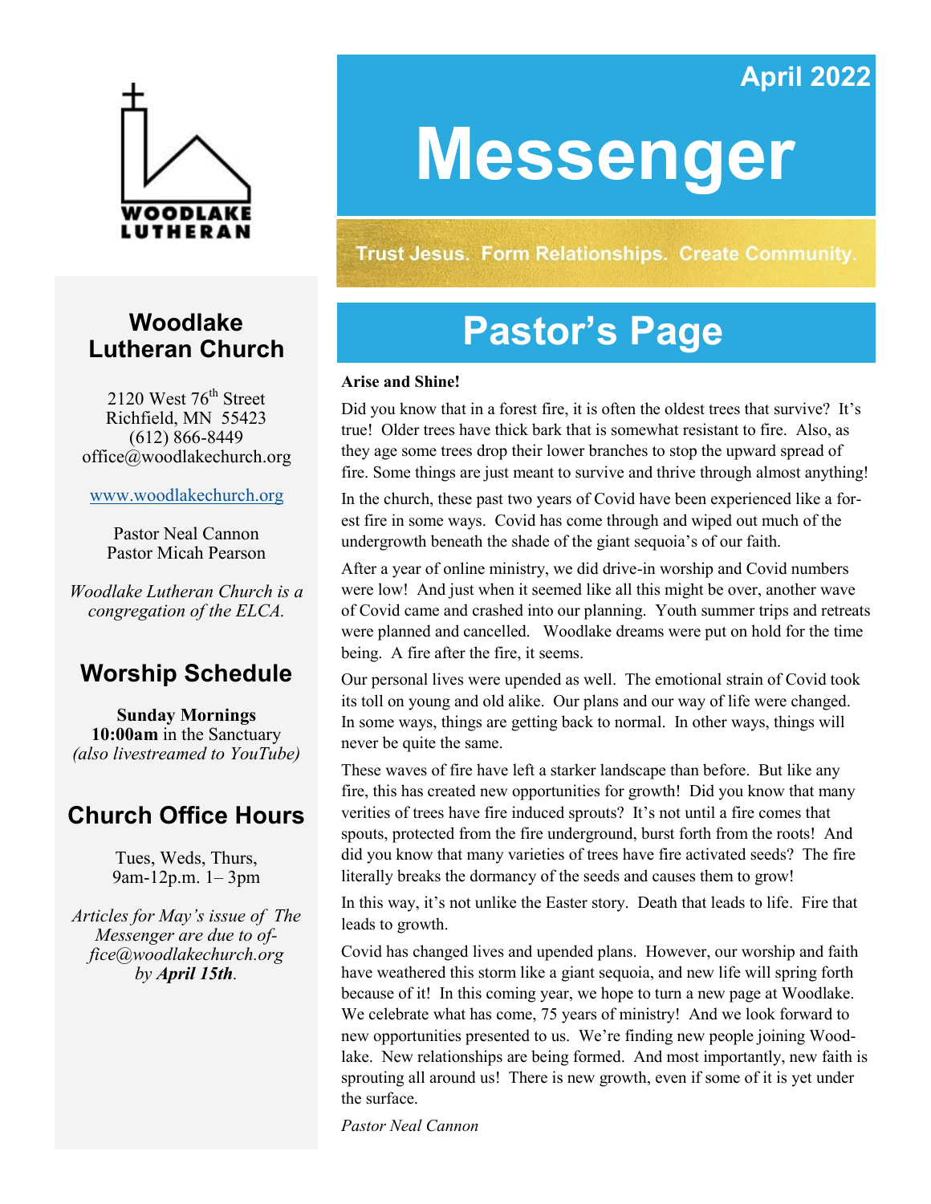WOODLAKE LUTHERAN

April 2022

# Messenger

Trust Jesus. Form Relationships. Create Community.

## Woodlake Lutheran Church

2120 West 76th Street
Richfield, MN 55423
(612) 866-8449
office@woodlakechurch.org

www.woodlakechurch.org

Pastor Neal Cannon
Pastor Micah Pearson

*Woodlake Lutheran Church is a congregation of the ELCA.*

## Worship Schedule

**Sunday Mornings**
**10:00am** in the Sanctuary
*(also livestreamed to YouTube)*

## Church Office Hours

Tues, Weds, Thurs,
9am-12p.m. 1– 3pm

*Articles for May's issue of The Messenger are due to office@woodlakechurch.org by **April 15th**.*

# Pastor's Page

**Arise and Shine!**

Did you know that in a forest fire, it is often the oldest trees that survive? It's true! Older trees have thick bark that is somewhat resistant to fire. Also, as they age some trees drop their lower branches to stop the upward spread of fire. Some things are just meant to survive and thrive through almost anything!

In the church, these past two years of Covid have been experienced like a forest fire in some ways. Covid has come through and wiped out much of the undergrowth beneath the shade of the giant sequoia's of our faith.

After a year of online ministry, we did drive-in worship and Covid numbers were low! And just when it seemed like all this might be over, another wave of Covid came and crashed into our planning. Youth summer trips and retreats were planned and cancelled. Woodlake dreams were put on hold for the time being. A fire after the fire, it seems.

Our personal lives were upended as well. The emotional strain of Covid took its toll on young and old alike. Our plans and our way of life were changed. In some ways, things are getting back to normal. In other ways, things will never be quite the same.

These waves of fire have left a starker landscape than before. But like any fire, this has created new opportunities for growth! Did you know that many verities of trees have fire induced sprouts? It's not until a fire comes that spouts, protected from the fire underground, burst forth from the roots! And did you know that many varieties of trees have fire activated seeds? The fire literally breaks the dormancy of the seeds and causes them to grow!

In this way, it's not unlike the Easter story. Death that leads to life. Fire that leads to growth.

Covid has changed lives and upended plans. However, our worship and faith have weathered this storm like a giant sequoia, and new life will spring forth because of it! In this coming year, we hope to turn a new page at Woodlake. We celebrate what has come, 75 years of ministry! And we look forward to new opportunities presented to us. We're finding new people joining Woodlake. New relationships are being formed. And most importantly, new faith is sprouting all around us! There is new growth, even if some of it is yet under the surface.

*Pastor Neal Cannon*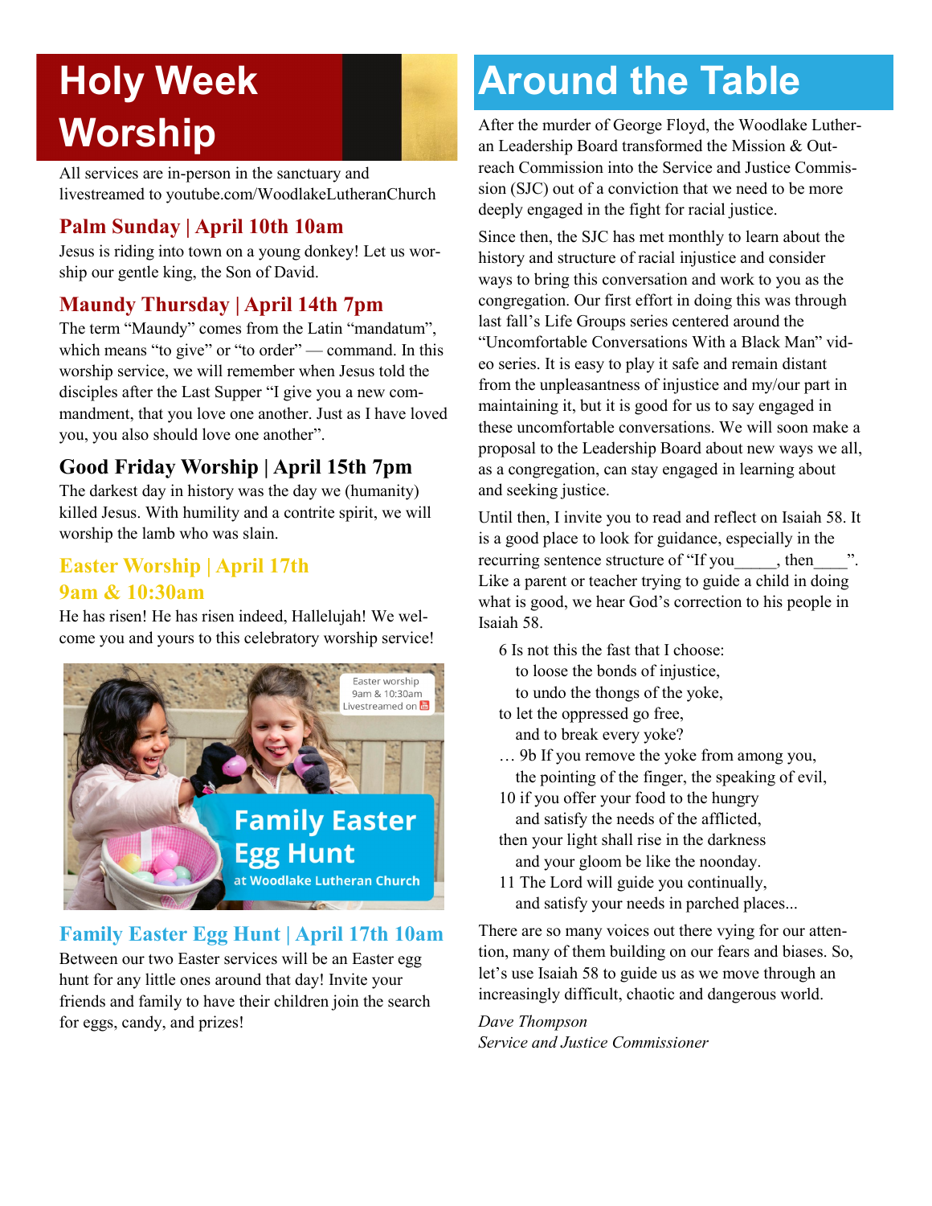# Holy Week Worship

All services are in-person in the sanctuary and livestreamed to youtube.com/WoodlakeLutheranChurch

### Palm Sunday | April 10th 10am

Jesus is riding into town on a young donkey! Let us worship our gentle king, the Son of David.

### Maundy Thursday | April 14th 7pm

The term "Maundy" comes from the Latin "mandatum", which means "to give" or "to order" — command. In this worship service, we will remember when Jesus told the disciples after the Last Supper "I give you a new commandment, that you love one another. Just as I have loved you, you also should love one another".

### Good Friday Worship | April 15th 7pm

The darkest day in history was the day we (humanity) killed Jesus. With humility and a contrite spirit, we will worship the lamb who was slain.

### Easter Worship | April 17th 9am & 10:30am

He has risen! He has risen indeed, Hallelujah! We welcome you and yours to this celebratory worship service!

Easter worship 9am & 10:30am Livestreamed on

Family Easter Egg Hunt at Woodlake Lutheran Church

### Family Easter Egg Hunt | April 17th 10am

Between our two Easter services will be an Easter egg hunt for any little ones around that day! Invite your friends and family to have their children join the search for eggs, candy, and prizes!

# Around the Table

After the murder of George Floyd, the Woodlake Lutheran Leadership Board transformed the Mission & Outreach Commission into the Service and Justice Commission (SJC) out of a conviction that we need to be more deeply engaged in the fight for racial justice.

Since then, the SJC has met monthly to learn about the history and structure of racial injustice and consider ways to bring this conversation and work to you as the congregation. Our first effort in doing this was through last fall's Life Groups series centered around the "Uncomfortable Conversations With a Black Man" video series. It is easy to play it safe and remain distant from the unpleasantness of injustice and my/our part in maintaining it, but it is good for us to say engaged in these uncomfortable conversations. We will soon make a proposal to the Leadership Board about new ways we all, as a congregation, can stay engaged in learning about and seeking justice.

Until then, I invite you to read and reflect on Isaiah 58. It is a good place to look for guidance, especially in the recurring sentence structure of "If you_____, then____". Like a parent or teacher trying to guide a child in doing what is good, we hear God's correction to his people in Isaiah 58.

> 6 Is not this the fast that I choose:
> to loose the bonds of injustice,
> to undo the thongs of the yoke,
> to let the oppressed go free,
> and to break every yoke?
> … 9b If you remove the yoke from among you,
> the pointing of the finger, the speaking of evil,
> 10 if you offer your food to the hungry
> and satisfy the needs of the afflicted,
> then your light shall rise in the darkness
> and your gloom be like the noonday.
> 11 The Lord will guide you continually,
> and satisfy your needs in parched places...

There are so many voices out there vying for our attention, many of them building on our fears and biases. So, let's use Isaiah 58 to guide us as we move through an increasingly difficult, chaotic and dangerous world.

*Dave Thompson*
*Service and Justice Commissioner*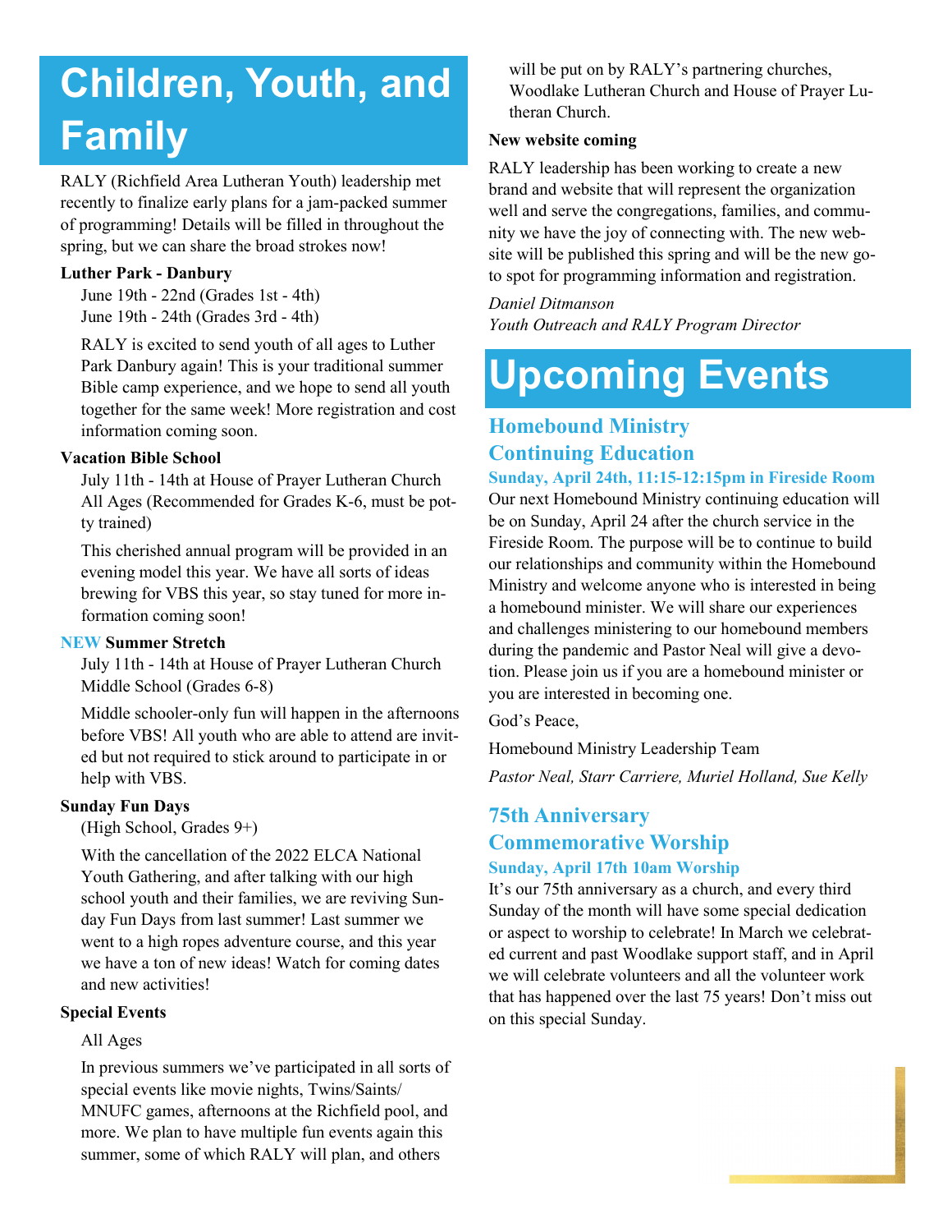# Children, Youth, and Family

RALY (Richfield Area Lutheran Youth) leadership met recently to finalize early plans for a jam-packed summer of programming! Details will be filled in throughout the spring, but we can share the broad strokes now!

**Luther Park - Danbury**

June 19th - 22nd (Grades 1st - 4th)
June 19th - 24th (Grades 3rd - 4th)

RALY is excited to send youth of all ages to Luther Park Danbury again! This is your traditional summer Bible camp experience, and we hope to send all youth together for the same week! More registration and cost information coming soon.

**Vacation Bible School**

July 11th - 14th at House of Prayer Lutheran Church
All Ages (Recommended for Grades K-6, must be potty trained)

This cherished annual program will be provided in an evening model this year. We have all sorts of ideas brewing for VBS this year, so stay tuned for more information coming soon!

**NEW Summer Stretch**

July 11th - 14th at House of Prayer Lutheran Church
Middle School (Grades 6-8)

Middle schooler-only fun will happen in the afternoons before VBS! All youth who are able to attend are invited but not required to stick around to participate in or help with VBS.

**Sunday Fun Days**

(High School, Grades 9+)

With the cancellation of the 2022 ELCA National Youth Gathering, and after talking with our high school youth and their families, we are reviving Sunday Fun Days from last summer! Last summer we went to a high ropes adventure course, and this year we have a ton of new ideas! Watch for coming dates and new activities!

**Special Events**

All Ages

In previous summers we've participated in all sorts of special events like movie nights, Twins/Saints/MNUFC games, afternoons at the Richfield pool, and more. We plan to have multiple fun events again this summer, some of which RALY will plan, and others will be put on by RALY's partnering churches, Woodlake Lutheran Church and House of Prayer Lutheran Church.

**New website coming**

RALY leadership has been working to create a new brand and website that will represent the organization well and serve the congregations, families, and community we have the joy of connecting with. The new website will be published this spring and will be the new go-to spot for programming information and registration.

*Daniel Ditmanson*
*Youth Outreach and RALY Program Director*

# Upcoming Events

## Homebound Ministry Continuing Education

**Sunday, April 24th, 11:15-12:15pm in Fireside Room**

Our next Homebound Ministry continuing education will be on Sunday, April 24 after the church service in the Fireside Room. The purpose will be to continue to build our relationships and community within the Homebound Ministry and welcome anyone who is interested in being a homebound minister. We will share our experiences and challenges ministering to our homebound members during the pandemic and Pastor Neal will give a devotion. Please join us if you are a homebound minister or you are interested in becoming one.

God's Peace,

Homebound Ministry Leadership Team

*Pastor Neal, Starr Carriere, Muriel Holland, Sue Kelly*

## 75th Anniversary Commemorative Worship

**Sunday, April 17th 10am Worship**

It's our 75th anniversary as a church, and every third Sunday of the month will have some special dedication or aspect to worship to celebrate! In March we celebrated current and past Woodlake support staff, and in April we will celebrate volunteers and all the volunteer work that has happened over the last 75 years! Don't miss out on this special Sunday.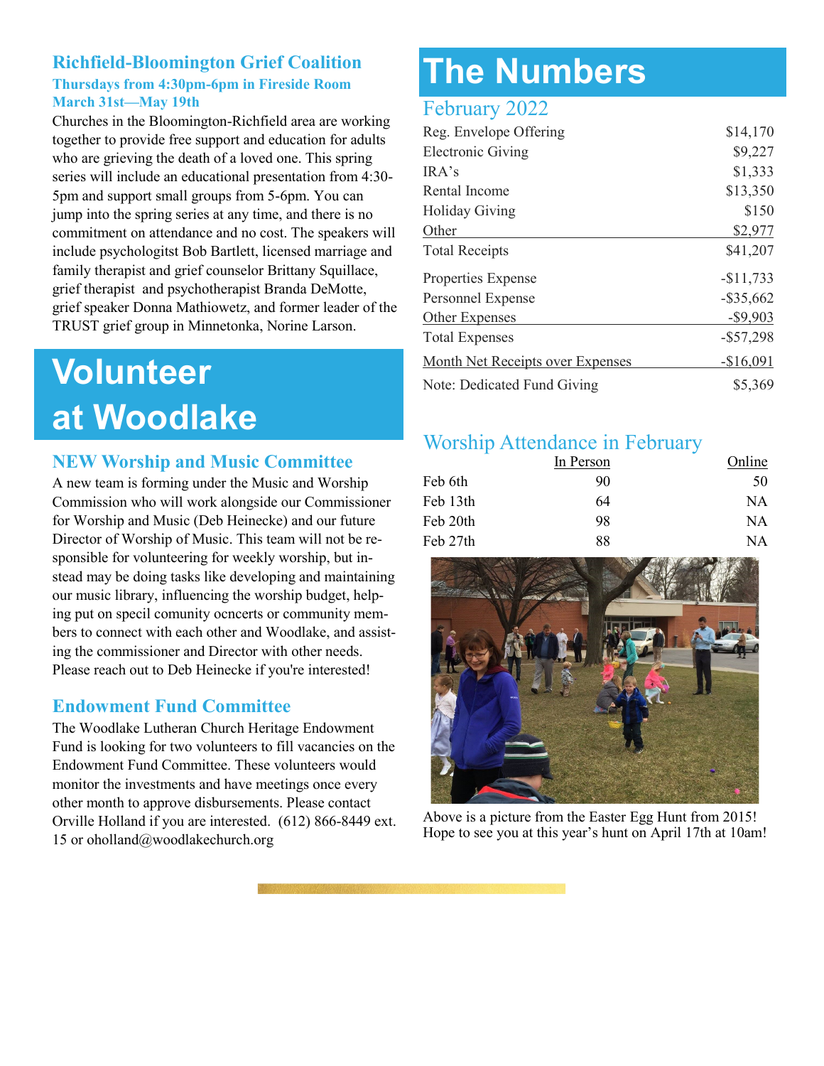### Richfield-Bloomington Grief Coalition

**Thursdays from 4:30pm-6pm in Fireside Room**
**March 31st—May 19th**

Churches in the Bloomington-Richfield area are working together to provide free support and education for adults who are grieving the death of a loved one. This spring series will include an educational presentation from 4:30-5pm and support small groups from 5-6pm. You can jump into the spring series at any time, and there is no commitment on attendance and no cost. The speakers will include psychologitst Bob Bartlett, licensed marriage and family therapist and grief counselor Brittany Squillace, grief therapist and psychotherapist Branda DeMotte, grief speaker Donna Mathiowetz, and former leader of the TRUST grief group in Minnetonka, Norine Larson.

# Volunteer at Woodlake

### NEW Worship and Music Committee

A new team is forming under the Music and Worship Commission who will work alongside our Commissioner for Worship and Music (Deb Heinecke) and our future Director of Worship of Music. This team will not be responsible for volunteering for weekly worship, but instead may be doing tasks like developing and maintaining our music library, influencing the worship budget, helping put on specil comunity ocncerts or community members to connect with each other and Woodlake, and assisting the commissioner and Director with other needs. Please reach out to Deb Heinecke if you're interested!

### Endowment Fund Committee

The Woodlake Lutheran Church Heritage Endowment Fund is looking for two volunteers to fill vacancies on the Endowment Fund Committee. These volunteers would monitor the investments and have meetings once every other month to approve disbursements. Please contact Orville Holland if you are interested. (612) 866-8449 ext. 15 or oholland@woodlakechurch.org

# The Numbers

## February 2022

| | |
|---|---|
| Reg. Envelope Offering | $14,170 |
| Electronic Giving | $9,227 |
| IRA's | $1,333 |
| Rental Income | $13,350 |
| Holiday Giving | $150 |
| Other | $2,977 |
| Total Receipts | $41,207 |
| Properties Expense | -$11,733 |
| Personnel Expense | -$35,662 |
| Other Expenses | -$9,903 |
| Total Expenses | -$57,298 |
| Month Net Receipts over Expenses | -$16,091 |
| Note: Dedicated Fund Giving | $5,369 |

## Worship Attendance in February

| | In Person | Online |
|---|---|---|
| Feb 6th | 90 | 50 |
| Feb 13th | 64 | NA |
| Feb 20th | 98 | NA |
| Feb 27th | 88 | NA |

Above is a picture from the Easter Egg Hunt from 2015! Hope to see you at this year's hunt on April 17th at 10am!